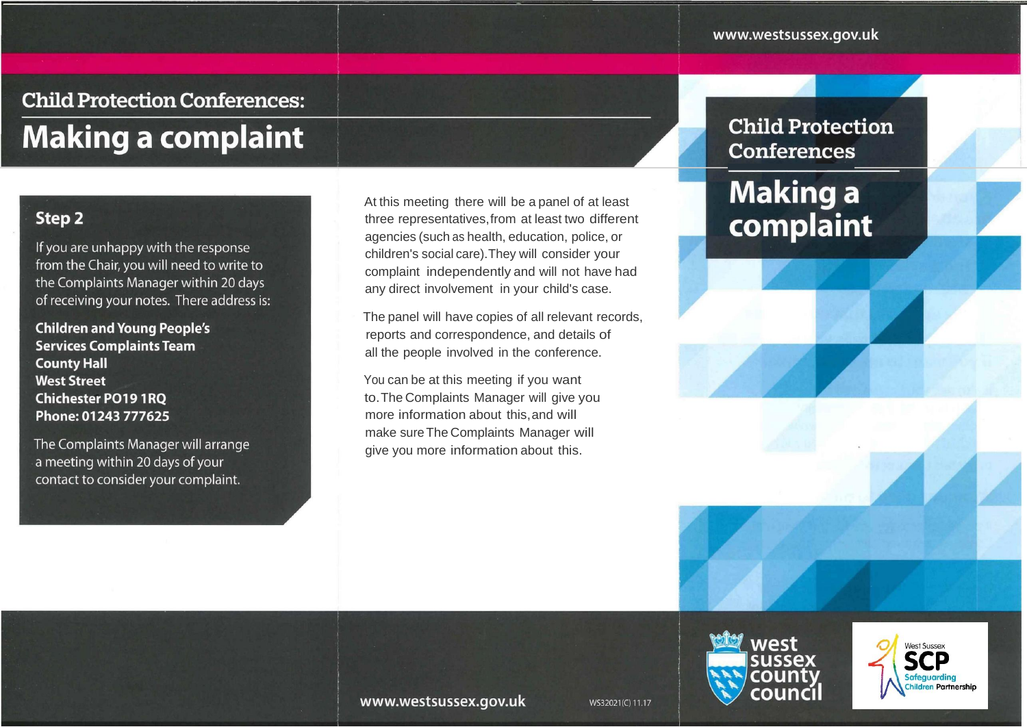## Child Protection Conferences:

# Making a complaint

### Step 2

If you are unhappy with the response from the Chair, you will need to write to the Complaints Manager within 20 days of receiving your notes. There address is:

**Children and Young People's Services Complaints Team**
**County Hall**
**West Street**
**Chichester PO19 1RQ**
**Phone: 01243 777625**

The Complaints Manager will arrange a meeting within 20 days of your contact to consider your complaint.

At this meeting there will be a panel of at least three representatives, from at least two different agencies (such as health, education, police, or children's social care). They will consider your complaint independently and will not have had any direct involvement in your child's case.

The panel will have copies of all relevant records, reports and correspondence, and details of all the people involved in the conference.

You can be at this meeting if you want to. The Complaints Manager will give you more information about this, and will make sure The Complaints Manager will give you more information about this.

www.westsussex.gov.uk

WS32021(C) 11.17

www.westsussex.gov.uk

## Child Protection Conferences

# Making a complaint

west sussex county council

West Sussex SCP Safeguarding Children Partnership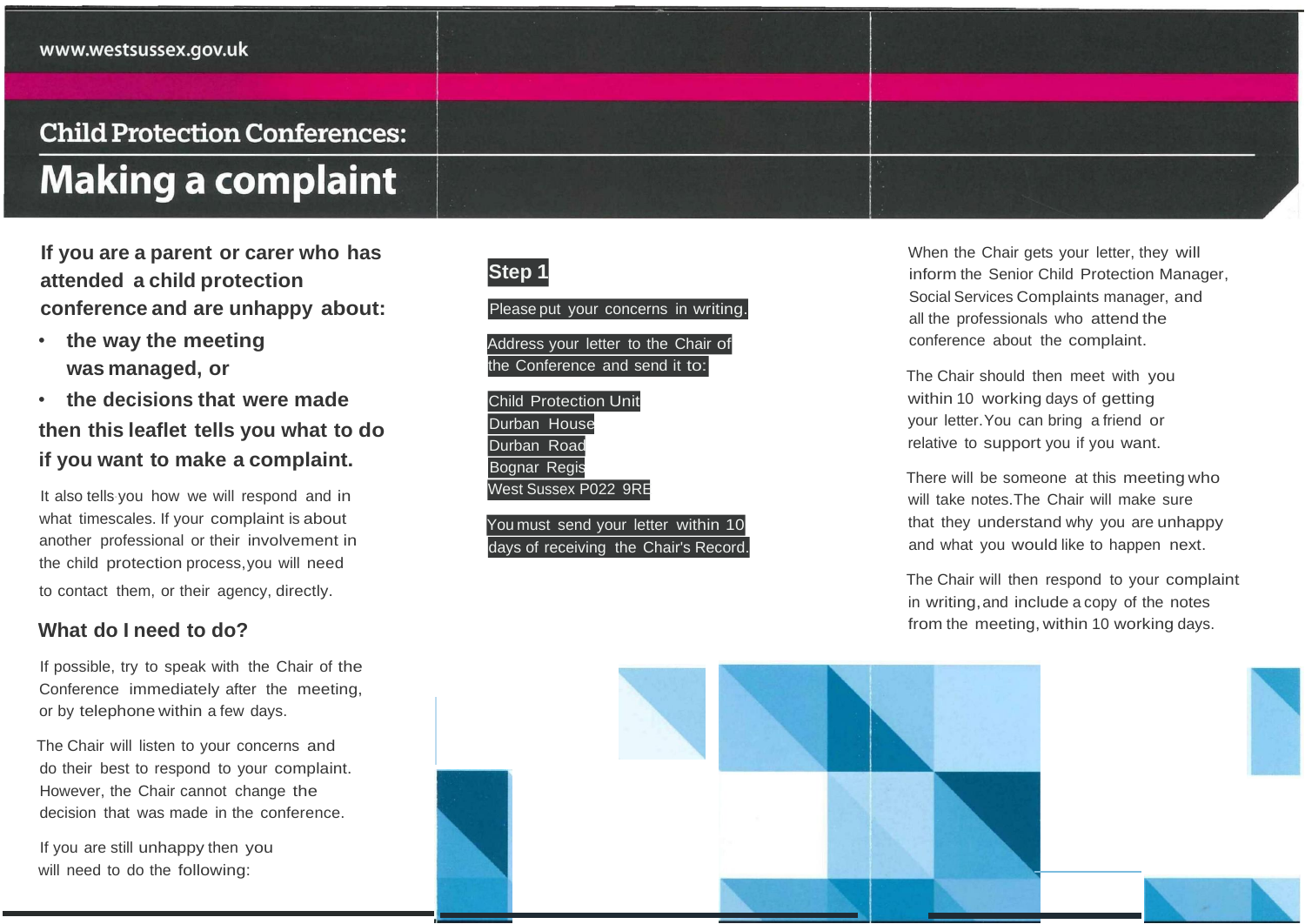www.westsussex.gov.uk

## Child Protection Conferences:

# Making a complaint

**If you are a parent or carer who has attended a child protection conference and are unhappy about:**

- **the way the meeting was managed, or**
- **the decisions that were made**

**then this leaflet tells you what to do if you want to make a complaint.**

It also tells you how we will respond and in what timescales. If your complaint is about another professional or their involvement in the child protection process, you will need to contact them, or their agency, directly.

### What do I need to do?

If possible, try to speak with the Chair of the Conference immediately after the meeting, or by telephone within a few days.

The Chair will listen to your concerns and do their best to respond to your complaint. However, the Chair cannot change the decision that was made in the conference.

If you are still unhappy then you will need to do the following:

### Step 1

Please put your concerns in writing.

Address your letter to the Chair of the Conference and send it to:

Child Protection Unit
Durban House
Durban Road
Bognar Regis
West Sussex P022 9RE

You must send your letter within 10 days of receiving the Chair's Record.

When the Chair gets your letter, they will inform the Senior Child Protection Manager, Social Services Complaints manager, and all the professionals who attend the conference about the complaint.

The Chair should then meet with you within 10 working days of getting your letter. You can bring a friend or relative to support you if you want.

There will be someone at this meeting who will take notes. The Chair will make sure that they understand why you are unhappy and what you would like to happen next.

The Chair will then respond to your complaint in writing, and include a copy of the notes from the meeting, within 10 working days.